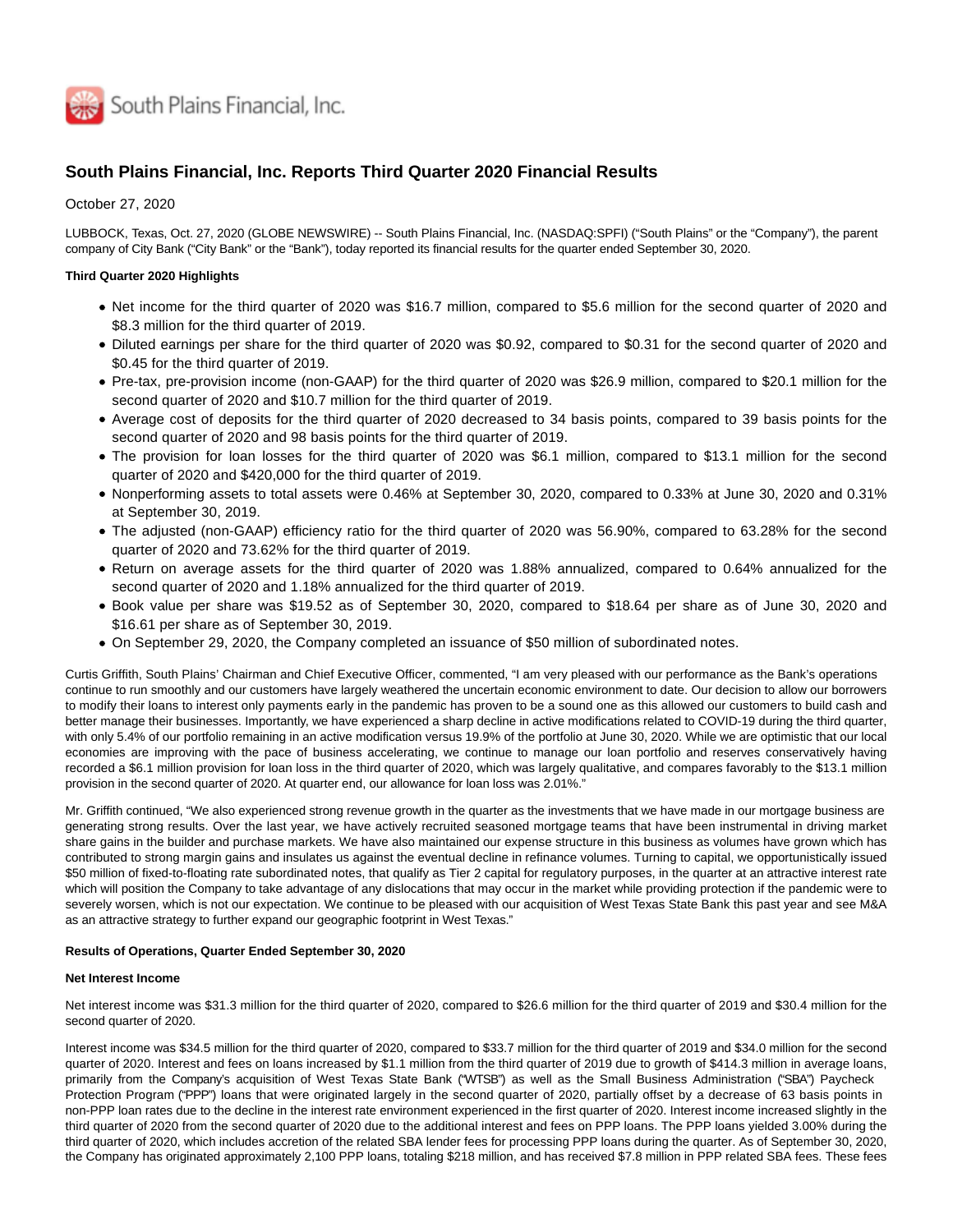South Plains Financial, Inc.

# South Plains Financial, Inc. Reports Third Quarter 2020 Financial Results

October 27, 2020

LUBBOCK, Texas, Oct. 27, 2020 (GLOBE NEWSWIRE) -- South Plains Financial, Inc. (NASDAQ:SPFI) ("South Plains" or the "Company"), the parent company of City Bank ("City Bank" or the "Bank"), today reported its financial results for the quarter ended September 30, 2020.

**Third Quarter 2020 Highlights**

- Net income for the third quarter of 2020 was $16.7 million, compared to $5.6 million for the second quarter of 2020 and $8.3 million for the third quarter of 2019.
- Diluted earnings per share for the third quarter of 2020 was $0.92, compared to $0.31 for the second quarter of 2020 and $0.45 for the third quarter of 2019.
- Pre-tax, pre-provision income (non-GAAP) for the third quarter of 2020 was $26.9 million, compared to $20.1 million for the second quarter of 2020 and $10.7 million for the third quarter of 2019.
- Average cost of deposits for the third quarter of 2020 decreased to 34 basis points, compared to 39 basis points for the second quarter of 2020 and 98 basis points for the third quarter of 2019.
- The provision for loan losses for the third quarter of 2020 was $6.1 million, compared to $13.1 million for the second quarter of 2020 and $420,000 for the third quarter of 2019.
- Nonperforming assets to total assets were 0.46% at September 30, 2020, compared to 0.33% at June 30, 2020 and 0.31% at September 30, 2019.
- The adjusted (non-GAAP) efficiency ratio for the third quarter of 2020 was 56.90%, compared to 63.28% for the second quarter of 2020 and 73.62% for the third quarter of 2019.
- Return on average assets for the third quarter of 2020 was 1.88% annualized, compared to 0.64% annualized for the second quarter of 2020 and 1.18% annualized for the third quarter of 2019.
- Book value per share was $19.52 as of September 30, 2020, compared to $18.64 per share as of June 30, 2020 and $16.61 per share as of September 30, 2019.
- On September 29, 2020, the Company completed an issuance of $50 million of subordinated notes.

Curtis Griffith, South Plains' Chairman and Chief Executive Officer, commented, "I am very pleased with our performance as the Bank's operations continue to run smoothly and our customers have largely weathered the uncertain economic environment to date. Our decision to allow our borrowers to modify their loans to interest only payments early in the pandemic has proven to be a sound one as this allowed our customers to build cash and better manage their businesses. Importantly, we have experienced a sharp decline in active modifications related to COVID-19 during the third quarter, with only 5.4% of our portfolio remaining in an active modification versus 19.9% of the portfolio at June 30, 2020. While we are optimistic that our local economies are improving with the pace of business accelerating, we continue to manage our loan portfolio and reserves conservatively having recorded a $6.1 million provision for loan loss in the third quarter of 2020, which was largely qualitative, and compares favorably to the $13.1 million provision in the second quarter of 2020. At quarter end, our allowance for loan loss was 2.01%."

Mr. Griffith continued, "We also experienced strong revenue growth in the quarter as the investments that we have made in our mortgage business are generating strong results. Over the last year, we have actively recruited seasoned mortgage teams that have been instrumental in driving market share gains in the builder and purchase markets. We have also maintained our expense structure in this business as volumes have grown which has contributed to strong margin gains and insulates us against the eventual decline in refinance volumes. Turning to capital, we opportunistically issued $50 million of fixed-to-floating rate subordinated notes, that qualify as Tier 2 capital for regulatory purposes, in the quarter at an attractive interest rate which will position the Company to take advantage of any dislocations that may occur in the market while providing protection if the pandemic were to severely worsen, which is not our expectation. We continue to be pleased with our acquisition of West Texas State Bank this past year and see M&A as an attractive strategy to further expand our geographic footprint in West Texas."

**Results of Operations, Quarter Ended September 30, 2020**

**Net Interest Income**

Net interest income was $31.3 million for the third quarter of 2020, compared to $26.6 million for the third quarter of 2019 and $30.4 million for the second quarter of 2020.

Interest income was $34.5 million for the third quarter of 2020, compared to $33.7 million for the third quarter of 2019 and $34.0 million for the second quarter of 2020. Interest and fees on loans increased by $1.1 million from the third quarter of 2019 due to growth of $414.3 million in average loans, primarily from the Company's acquisition of West Texas State Bank ("WTSB") as well as the Small Business Administration ("SBA") Paycheck Protection Program ("PPP") loans that were originated largely in the second quarter of 2020, partially offset by a decrease of 63 basis points in non-PPP loan rates due to the decline in the interest rate environment experienced in the first quarter of 2020. Interest income increased slightly in the third quarter of 2020 from the second quarter of 2020 due to the additional interest and fees on PPP loans. The PPP loans yielded 3.00% during the third quarter of 2020, which includes accretion of the related SBA lender fees for processing PPP loans during the quarter. As of September 30, 2020, the Company has originated approximately 2,100 PPP loans, totaling $218 million, and has received $7.8 million in PPP related SBA fees. These fees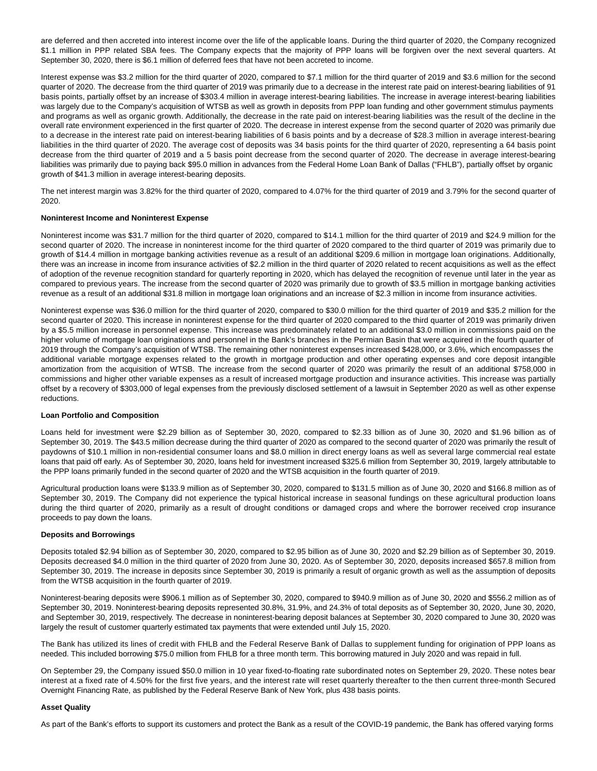are deferred and then accreted into interest income over the life of the applicable loans. During the third quarter of 2020, the Company recognized $1.1 million in PPP related SBA fees. The Company expects that the majority of PPP loans will be forgiven over the next several quarters. At September 30, 2020, there is $6.1 million of deferred fees that have not been accreted to income.

Interest expense was $3.2 million for the third quarter of 2020, compared to $7.1 million for the third quarter of 2019 and $3.6 million for the second quarter of 2020. The decrease from the third quarter of 2019 was primarily due to a decrease in the interest rate paid on interest-bearing liabilities of 91 basis points, partially offset by an increase of $303.4 million in average interest-bearing liabilities. The increase in average interest-bearing liabilities was largely due to the Company's acquisition of WTSB as well as growth in deposits from PPP loan funding and other government stimulus payments and programs as well as organic growth. Additionally, the decrease in the rate paid on interest-bearing liabilities was the result of the decline in the overall rate environment experienced in the first quarter of 2020. The decrease in interest expense from the second quarter of 2020 was primarily due to a decrease in the interest rate paid on interest-bearing liabilities of 6 basis points and by a decrease of $28.3 million in average interest-bearing liabilities in the third quarter of 2020. The average cost of deposits was 34 basis points for the third quarter of 2020, representing a 64 basis point decrease from the third quarter of 2019 and a 5 basis point decrease from the second quarter of 2020. The decrease in average interest-bearing liabilities was primarily due to paying back $95.0 million in advances from the Federal Home Loan Bank of Dallas ("FHLB"), partially offset by organic growth of $41.3 million in average interest-bearing deposits.

The net interest margin was 3.82% for the third quarter of 2020, compared to 4.07% for the third quarter of 2019 and 3.79% for the second quarter of 2020.

**Noninterest Income and Noninterest Expense**

Noninterest income was $31.7 million for the third quarter of 2020, compared to $14.1 million for the third quarter of 2019 and $24.9 million for the second quarter of 2020. The increase in noninterest income for the third quarter of 2020 compared to the third quarter of 2019 was primarily due to growth of $14.4 million in mortgage banking activities revenue as a result of an additional $209.6 million in mortgage loan originations. Additionally, there was an increase in income from insurance activities of $2.2 million in the third quarter of 2020 related to recent acquisitions as well as the effect of adoption of the revenue recognition standard for quarterly reporting in 2020, which has delayed the recognition of revenue until later in the year as compared to previous years. The increase from the second quarter of 2020 was primarily due to growth of $3.5 million in mortgage banking activities revenue as a result of an additional $31.8 million in mortgage loan originations and an increase of $2.3 million in income from insurance activities.

Noninterest expense was $36.0 million for the third quarter of 2020, compared to $30.0 million for the third quarter of 2019 and $35.2 million for the second quarter of 2020. This increase in noninterest expense for the third quarter of 2020 compared to the third quarter of 2019 was primarily driven by a $5.5 million increase in personnel expense. This increase was predominately related to an additional $3.0 million in commissions paid on the higher volume of mortgage loan originations and personnel in the Bank's branches in the Permian Basin that were acquired in the fourth quarter of 2019 through the Company's acquisition of WTSB. The remaining other noninterest expenses increased $428,000, or 3.6%, which encompasses the additional variable mortgage expenses related to the growth in mortgage production and other operating expenses and core deposit intangible amortization from the acquisition of WTSB. The increase from the second quarter of 2020 was primarily the result of an additional $758,000 in commissions and higher other variable expenses as a result of increased mortgage production and insurance activities. This increase was partially offset by a recovery of $303,000 of legal expenses from the previously disclosed settlement of a lawsuit in September 2020 as well as other expense reductions.

**Loan Portfolio and Composition**

Loans held for investment were $2.29 billion as of September 30, 2020, compared to $2.33 billion as of June 30, 2020 and $1.96 billion as of September 30, 2019. The $43.5 million decrease during the third quarter of 2020 as compared to the second quarter of 2020 was primarily the result of paydowns of $10.1 million in non-residential consumer loans and $8.0 million in direct energy loans as well as several large commercial real estate loans that paid off early. As of September 30, 2020, loans held for investment increased $325.6 million from September 30, 2019, largely attributable to the PPP loans primarily funded in the second quarter of 2020 and the WTSB acquisition in the fourth quarter of 2019.

Agricultural production loans were $133.9 million as of September 30, 2020, compared to $131.5 million as of June 30, 2020 and $166.8 million as of September 30, 2019. The Company did not experience the typical historical increase in seasonal fundings on these agricultural production loans during the third quarter of 2020, primarily as a result of drought conditions or damaged crops and where the borrower received crop insurance proceeds to pay down the loans.

**Deposits and Borrowings**

Deposits totaled $2.94 billion as of September 30, 2020, compared to $2.95 billion as of June 30, 2020 and $2.29 billion as of September 30, 2019. Deposits decreased $4.0 million in the third quarter of 2020 from June 30, 2020. As of September 30, 2020, deposits increased $657.8 million from September 30, 2019. The increase in deposits since September 30, 2019 is primarily a result of organic growth as well as the assumption of deposits from the WTSB acquisition in the fourth quarter of 2019.

Noninterest-bearing deposits were $906.1 million as of September 30, 2020, compared to $940.9 million as of June 30, 2020 and $556.2 million as of September 30, 2019. Noninterest-bearing deposits represented 30.8%, 31.9%, and 24.3% of total deposits as of September 30, 2020, June 30, 2020, and September 30, 2019, respectively. The decrease in noninterest-bearing deposit balances at September 30, 2020 compared to June 30, 2020 was largely the result of customer quarterly estimated tax payments that were extended until July 15, 2020.

The Bank has utilized its lines of credit with FHLB and the Federal Reserve Bank of Dallas to supplement funding for origination of PPP loans as needed. This included borrowing $75.0 million from FHLB for a three month term. This borrowing matured in July 2020 and was repaid in full.

On September 29, the Company issued $50.0 million in 10 year fixed-to-floating rate subordinated notes on September 29, 2020. These notes bear interest at a fixed rate of 4.50% for the first five years, and the interest rate will reset quarterly thereafter to the then current three-month Secured Overnight Financing Rate, as published by the Federal Reserve Bank of New York, plus 438 basis points.

**Asset Quality**

As part of the Bank's efforts to support its customers and protect the Bank as a result of the COVID-19 pandemic, the Bank has offered varying forms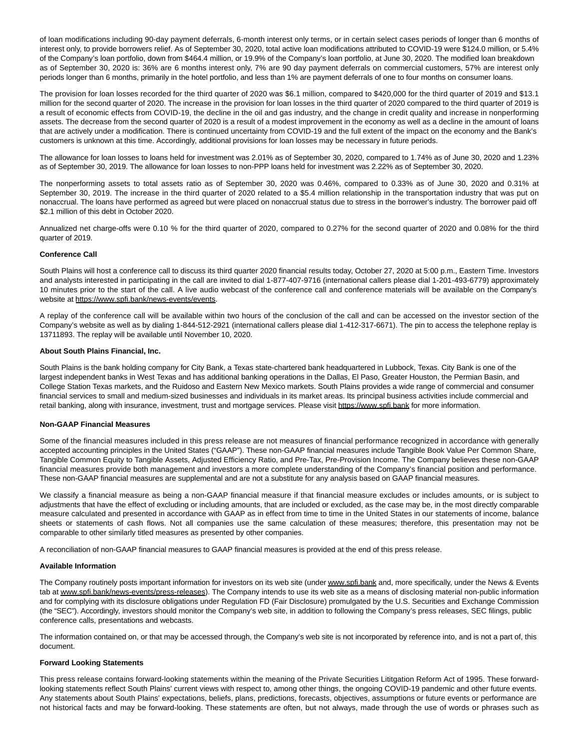of loan modifications including 90-day payment deferrals, 6-month interest only terms, or in certain select cases periods of longer than 6 months of interest only, to provide borrowers relief. As of September 30, 2020, total active loan modifications attributed to COVID-19 were $124.0 million, or 5.4% of the Company's loan portfolio, down from $464.4 million, or 19.9% of the Company's loan portfolio, at June 30, 2020. The modified loan breakdown as of September 30, 2020 is: 36% are 6 months interest only, 7% are 90 day payment deferrals on commercial customers, 57% are interest only periods longer than 6 months, primarily in the hotel portfolio, and less than 1% are payment deferrals of one to four months on consumer loans.

The provision for loan losses recorded for the third quarter of 2020 was $6.1 million, compared to $420,000 for the third quarter of 2019 and $13.1 million for the second quarter of 2020. The increase in the provision for loan losses in the third quarter of 2020 compared to the third quarter of 2019 is a result of economic effects from COVID-19, the decline in the oil and gas industry, and the change in credit quality and increase in nonperforming assets. The decrease from the second quarter of 2020 is a result of a modest improvement in the economy as well as a decline in the amount of loans that are actively under a modification. There is continued uncertainty from COVID-19 and the full extent of the impact on the economy and the Bank's customers is unknown at this time. Accordingly, additional provisions for loan losses may be necessary in future periods.

The allowance for loan losses to loans held for investment was 2.01% as of September 30, 2020, compared to 1.74% as of June 30, 2020 and 1.23% as of September 30, 2019. The allowance for loan losses to non-PPP loans held for investment was 2.22% as of September 30, 2020.

The nonperforming assets to total assets ratio as of September 30, 2020 was 0.46%, compared to 0.33% as of June 30, 2020 and 0.31% at September 30, 2019. The increase in the third quarter of 2020 related to a $5.4 million relationship in the transportation industry that was put on nonaccrual. The loans have performed as agreed but were placed on nonaccrual status due to stress in the borrower's industry. The borrower paid off $2.1 million of this debt in October 2020.

Annualized net charge-offs were 0.10 % for the third quarter of 2020, compared to 0.27% for the second quarter of 2020 and 0.08% for the third quarter of 2019.

**Conference Call**

South Plains will host a conference call to discuss its third quarter 2020 financial results today, October 27, 2020 at 5:00 p.m., Eastern Time. Investors and analysts interested in participating in the call are invited to dial 1-877-407-9716 (international callers please dial 1-201-493-6779) approximately 10 minutes prior to the start of the call. A live audio webcast of the conference call and conference materials will be available on the Company's website at https://www.spfi.bank/news-events/events.

A replay of the conference call will be available within two hours of the conclusion of the call and can be accessed on the investor section of the Company's website as well as by dialing 1-844-512-2921 (international callers please dial 1-412-317-6671). The pin to access the telephone replay is 13711893. The replay will be available until November 10, 2020.

**About South Plains Financial, Inc.**

South Plains is the bank holding company for City Bank, a Texas state-chartered bank headquartered in Lubbock, Texas. City Bank is one of the largest independent banks in West Texas and has additional banking operations in the Dallas, El Paso, Greater Houston, the Permian Basin, and College Station Texas markets, and the Ruidoso and Eastern New Mexico markets. South Plains provides a wide range of commercial and consumer financial services to small and medium-sized businesses and individuals in its market areas. Its principal business activities include commercial and retail banking, along with insurance, investment, trust and mortgage services. Please visit https://www.spfi.bank for more information.

**Non-GAAP Financial Measures**

Some of the financial measures included in this press release are not measures of financial performance recognized in accordance with generally accepted accounting principles in the United States ("GAAP"). These non-GAAP financial measures include Tangible Book Value Per Common Share, Tangible Common Equity to Tangible Assets, Adjusted Efficiency Ratio, and Pre-Tax, Pre-Provision Income. The Company believes these non-GAAP financial measures provide both management and investors a more complete understanding of the Company's financial position and performance. These non-GAAP financial measures are supplemental and are not a substitute for any analysis based on GAAP financial measures.

We classify a financial measure as being a non-GAAP financial measure if that financial measure excludes or includes amounts, or is subject to adjustments that have the effect of excluding or including amounts, that are included or excluded, as the case may be, in the most directly comparable measure calculated and presented in accordance with GAAP as in effect from time to time in the United States in our statements of income, balance sheets or statements of cash flows. Not all companies use the same calculation of these measures; therefore, this presentation may not be comparable to other similarly titled measures as presented by other companies.

A reconciliation of non-GAAP financial measures to GAAP financial measures is provided at the end of this press release.

**Available Information**

The Company routinely posts important information for investors on its web site (under www.spfi.bank and, more specifically, under the News & Events tab at www.spfi.bank/news-events/press-releases). The Company intends to use its web site as a means of disclosing material non-public information and for complying with its disclosure obligations under Regulation FD (Fair Disclosure) promulgated by the U.S. Securities and Exchange Commission (the "SEC"). Accordingly, investors should monitor the Company's web site, in addition to following the Company's press releases, SEC filings, public conference calls, presentations and webcasts.

The information contained on, or that may be accessed through, the Company's web site is not incorporated by reference into, and is not a part of, this document.

**Forward Looking Statements**

This press release contains forward-looking statements within the meaning of the Private Securities Lititgation Reform Act of 1995. These forward-looking statements reflect South Plains' current views with respect to, among other things, the ongoing COVID-19 pandemic and other future events. Any statements about South Plains' expectations, beliefs, plans, predictions, forecasts, objectives, assumptions or future events or performance are not historical facts and may be forward-looking. These statements are often, but not always, made through the use of words or phrases such as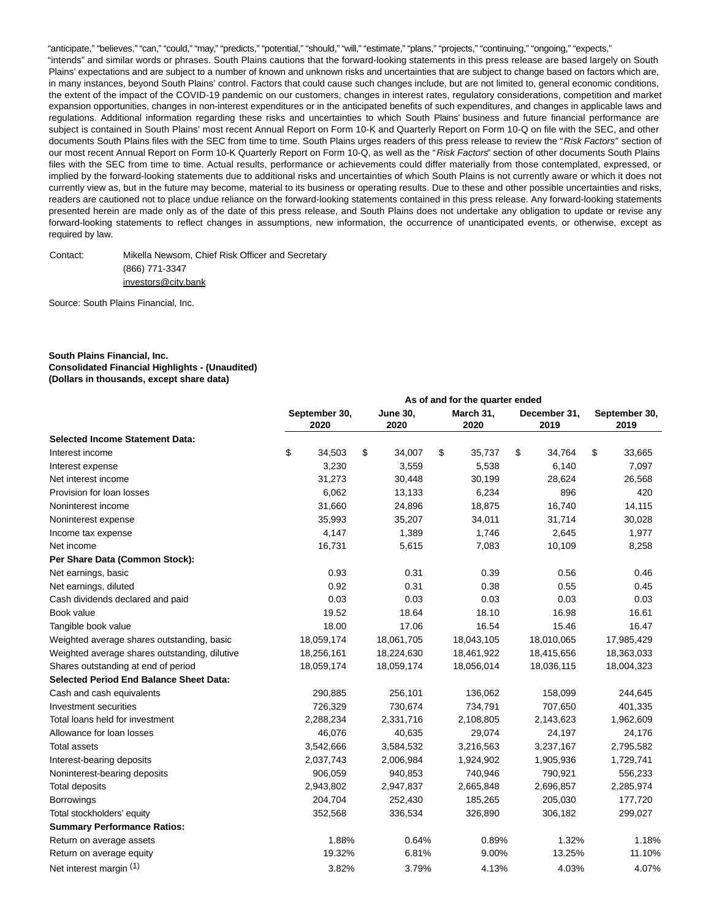"anticipate," "believes," "can," "could," "may," "predicts," "potential," "should," "will," "estimate," "plans," "projects," "continuing," "ongoing," "expects," "intends" and similar words or phrases. South Plains cautions that the forward-looking statements in this press release are based largely on South Plains' expectations and are subject to a number of known and unknown risks and uncertainties that are subject to change based on factors which are, in many instances, beyond South Plains' control. Factors that could cause such changes include, but are not limited to, general economic conditions, the extent of the impact of the COVID-19 pandemic on our customers, changes in interest rates, regulatory considerations, competition and market expansion opportunities, changes in non-interest expenditures or in the anticipated benefits of such expenditures, and changes in applicable laws and regulations. Additional information regarding these risks and uncertainties to which South Plains' business and future financial performance are subject is contained in South Plains' most recent Annual Report on Form 10-K and Quarterly Report on Form 10-Q on file with the SEC, and other documents South Plains files with the SEC from time to time. South Plains urges readers of this press release to review the "*Risk Factors*" section of our most recent Annual Report on Form 10-K Quarterly Report on Form 10-Q, as well as the "*Risk Factors*" section of other documents South Plains files with the SEC from time to time. Actual results, performance or achievements could differ materially from those contemplated, expressed, or implied by the forward-looking statements due to additional risks and uncertainties of which South Plains is not currently aware or which it does not currently view as, but in the future may become, material to its business or operating results. Due to these and other possible uncertainties and risks, readers are cautioned not to place undue reliance on the forward-looking statements contained in this press release. Any forward-looking statements presented herein are made only as of the date of this press release, and South Plains does not undertake any obligation to update or revise any forward-looking statements to reflect changes in assumptions, new information, the occurrence of unanticipated events, or otherwise, except as required by law.

Contact: Mikella Newsom, Chief Risk Officer and Secretary
(866) 771-3347
investors@city.bank

Source: South Plains Financial, Inc.

**South Plains Financial, Inc.**
**Consolidated Financial Highlights - (Unaudited)**
**(Dollars in thousands, except share data)**

| | As of and for the quarter ended | | | | |
|---|---|---|---|---|---|
| | **September 30, 2020** | **June 30, 2020** | **March 31, 2020** | **December 31, 2019** | **September 30, 2019** |
| **Selected Income Statement Data:** | | | | | |
| Interest income | $ 34,503 | $ 34,007 | $ 35,737 | $ 34,764 | $ 33,665 |
| Interest expense | 3,230 | 3,559 | 5,538 | 6,140 | 7,097 |
| Net interest income | 31,273 | 30,448 | 30,199 | 28,624 | 26,568 |
| Provision for loan losses | 6,062 | 13,133 | 6,234 | 896 | 420 |
| Noninterest income | 31,660 | 24,896 | 18,875 | 16,740 | 14,115 |
| Noninterest expense | 35,993 | 35,207 | 34,011 | 31,714 | 30,028 |
| Income tax expense | 4,147 | 1,389 | 1,746 | 2,645 | 1,977 |
| Net income | 16,731 | 5,615 | 7,083 | 10,109 | 8,258 |
| **Per Share Data (Common Stock):** | | | | | |
| Net earnings, basic | 0.93 | 0.31 | 0.39 | 0.56 | 0.46 |
| Net earnings, diluted | 0.92 | 0.31 | 0.38 | 0.55 | 0.45 |
| Cash dividends declared and paid | 0.03 | 0.03 | 0.03 | 0.03 | 0.03 |
| Book value | 19.52 | 18.64 | 18.10 | 16.98 | 16.61 |
| Tangible book value | 18.00 | 17.06 | 16.54 | 15.46 | 16.47 |
| Weighted average shares outstanding, basic | 18,059,174 | 18,061,705 | 18,043,105 | 18,010,065 | 17,985,429 |
| Weighted average shares outstanding, dilutive | 18,256,161 | 18,224,630 | 18,461,922 | 18,415,656 | 18,363,033 |
| Shares outstanding at end of period | 18,059,174 | 18,059,174 | 18,056,014 | 18,036,115 | 18,004,323 |
| **Selected Period End Balance Sheet Data:** | | | | | |
| Cash and cash equivalents | 290,885 | 256,101 | 136,062 | 158,099 | 244,645 |
| Investment securities | 726,329 | 730,674 | 734,791 | 707,650 | 401,335 |
| Total loans held for investment | 2,288,234 | 2,331,716 | 2,108,805 | 2,143,623 | 1,962,609 |
| Allowance for loan losses | 46,076 | 40,635 | 29,074 | 24,197 | 24,176 |
| Total assets | 3,542,666 | 3,584,532 | 3,216,563 | 3,237,167 | 2,795,582 |
| Interest-bearing deposits | 2,037,743 | 2,006,984 | 1,924,902 | 1,905,936 | 1,729,741 |
| Noninterest-bearing deposits | 906,059 | 940,853 | 740,946 | 790,921 | 556,233 |
| Total deposits | 2,943,802 | 2,947,837 | 2,665,848 | 2,696,857 | 2,285,974 |
| Borrowings | 204,704 | 252,430 | 185,265 | 205,030 | 177,720 |
| Total stockholders' equity | 352,568 | 336,534 | 326,890 | 306,182 | 299,027 |
| **Summary Performance Ratios:** | | | | | |
| Return on average assets | 1.88% | 0.64% | 0.89% | 1.32% | 1.18% |
| Return on average equity | 19.32% | 6.81% | 9.00% | 13.25% | 11.10% |
| Net interest margin (1) | 3.82% | 3.79% | 4.13% | 4.03% | 4.07% |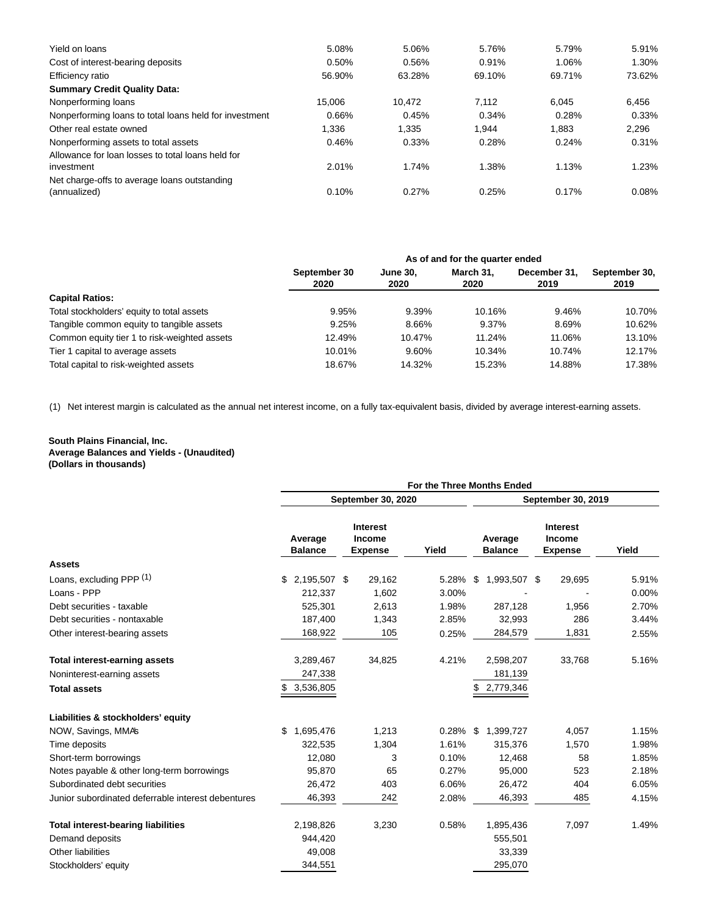| | | | | | |
|---|---|---|---|---|---|
| Yield on loans | 5.08% | 5.06% | 5.76% | 5.79% | 5.91% |
| Cost of interest-bearing deposits | 0.50% | 0.56% | 0.91% | 1.06% | 1.30% |
| Efficiency ratio | 56.90% | 63.28% | 69.10% | 69.71% | 73.62% |
| **Summary Credit Quality Data:** | | | | | |
| Nonperforming loans | 15,006 | 10,472 | 7,112 | 6,045 | 6,456 |
| Nonperforming loans to total loans held for investment | 0.66% | 0.45% | 0.34% | 0.28% | 0.33% |
| Other real estate owned | 1,336 | 1,335 | 1,944 | 1,883 | 2,296 |
| Nonperforming assets to total assets | 0.46% | 0.33% | 0.28% | 0.24% | 0.31% |
| Allowance for loan losses to total loans held for investment | 2.01% | 1.74% | 1.38% | 1.13% | 1.23% |
| Net charge-offs to average loans outstanding (annualized) | 0.10% | 0.27% | 0.25% | 0.17% | 0.08% |

| | As of and for the quarter ended | | | | |
|---|---|---|---|---|---|
| | September 30 2020 | June 30, 2020 | March 31, 2020 | December 31, 2019 | September 30, 2019 |
| **Capital Ratios:** | | | | | |
| Total stockholders' equity to total assets | 9.95% | 9.39% | 10.16% | 9.46% | 10.70% |
| Tangible common equity to tangible assets | 9.25% | 8.66% | 9.37% | 8.69% | 10.62% |
| Common equity tier 1 to risk-weighted assets | 12.49% | 10.47% | 11.24% | 11.06% | 13.10% |
| Tier 1 capital to average assets | 10.01% | 9.60% | 10.34% | 10.74% | 12.17% |
| Total capital to risk-weighted assets | 18.67% | 14.32% | 15.23% | 14.88% | 17.38% |

(1) Net interest margin is calculated as the annual net interest income, on a fully tax-equivalent basis, divided by average interest-earning assets.

**South Plains Financial, Inc.**
**Average Balances and Yields - (Unaudited)**
**(Dollars in thousands)**

| | For the Three Months Ended | | | | | |
|---|---|---|---|---|---|---|
| | September 30, 2020 | | | September 30, 2019 | | |
| | Average Balance | Interest Income Expense | Yield | Average Balance | Interest Income Expense | Yield |
| **Assets** | | | | | | |
| Loans, excluding PPP [1] | $ 2,195,507 | $ 29,162 | 5.28% | $ 1,993,507 | $ 29,695 | 5.91% |
| Loans - PPP | 212,337 | 1,602 | 3.00% | - | - | 0.00% |
| Debt securities - taxable | 525,301 | 2,613 | 1.98% | 287,128 | 1,956 | 2.70% |
| Debt securities - nontaxable | 187,400 | 1,343 | 2.85% | 32,993 | 286 | 3.44% |
| Other interest-bearing assets | 168,922 | 105 | 0.25% | 284,579 | 1,831 | 2.55% |
| **Total interest-earning assets** | 3,289,467 | 34,825 | 4.21% | 2,598,207 | 33,768 | 5.16% |
| Noninterest-earning assets | 247,338 | | | 181,139 | | |
| **Total assets** | $ 3,536,805 | | | $ 2,779,346 | | |
| **Liabilities & stockholders' equity** | | | | | | |
| NOW, Savings, MMAs | $ 1,695,476 | 1,213 | 0.28% | $ 1,399,727 | 4,057 | 1.15% |
| Time deposits | 322,535 | 1,304 | 1.61% | 315,376 | 1,570 | 1.98% |
| Short-term borrowings | 12,080 | 3 | 0.10% | 12,468 | 58 | 1.85% |
| Notes payable & other long-term borrowings | 95,870 | 65 | 0.27% | 95,000 | 523 | 2.18% |
| Subordinated debt securities | 26,472 | 403 | 6.06% | 26,472 | 404 | 6.05% |
| Junior subordinated deferrable interest debentures | 46,393 | 242 | 2.08% | 46,393 | 485 | 4.15% |
| **Total interest-bearing liabilities** | 2,198,826 | 3,230 | 0.58% | 1,895,436 | 7,097 | 1.49% |
| Demand deposits | 944,420 | | | 555,501 | | |
| Other liabilities | 49,008 | | | 33,339 | | |
| Stockholders' equity | 344,551 | | | 295,070 | | |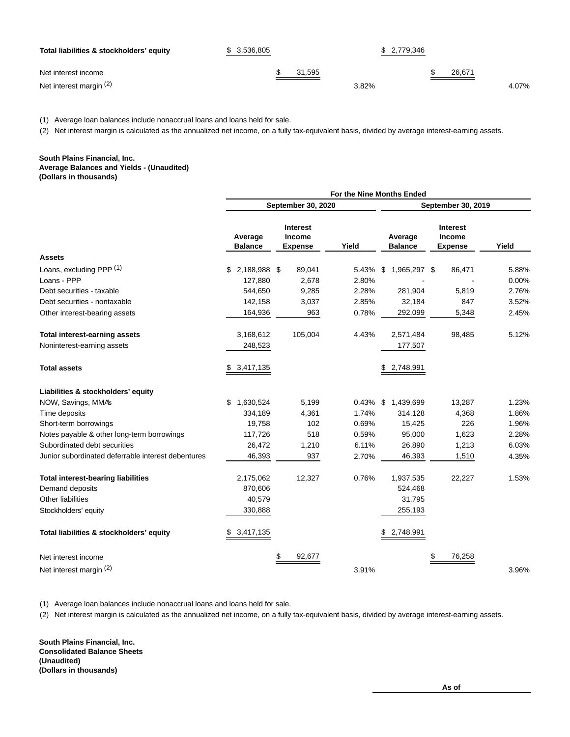| | | | | | | |
|---|---|---|---|---|---|---|
| **Total liabilities & stockholders' equity** | $ 3,536,805 | | | $ 2,779,346 | | |
| Net interest income | | $ 31,595 | | | $ 26,671 | |
| Net interest margin (2) | | | 3.82% | | | 4.07% |

(1) Average loan balances include nonaccrual loans and loans held for sale.

(2) Net interest margin is calculated as the annualized net income, on a fully tax-equivalent basis, divided by average interest-earning assets.

**South Plains Financial, Inc.**
**Average Balances and Yields - (Unaudited)**
**(Dollars in thousands)**

| | For the Nine Months Ended | | | | | |
|---|---|---|---|---|---|---|
| | September 30, 2020 | | | September 30, 2019 | | |
| | Average Balance | Interest Income Expense | Yield | Average Balance | Interest Income Expense | Yield |
| **Assets** | | | | | | |
| Loans, excluding PPP (1) | $ 2,188,988 | $ 89,041 | 5.43% | $ 1,965,297 | $ 86,471 | 5.88% |
| Loans - PPP | 127,880 | 2,678 | 2.80% | - | - | 0.00% |
| Debt securities - taxable | 544,650 | 9,285 | 2.28% | 281,904 | 5,819 | 2.76% |
| Debt securities - nontaxable | 142,158 | 3,037 | 2.85% | 32,184 | 847 | 3.52% |
| Other interest-bearing assets | 164,936 | 963 | 0.78% | 292,099 | 5,348 | 2.45% |
| **Total interest-earning assets** | 3,168,612 | 105,004 | 4.43% | 2,571,484 | 98,485 | 5.12% |
| Noninterest-earning assets | 248,523 | | | 177,507 | | |
| **Total assets** | $ 3,417,135 | | | $ 2,748,991 | | |
| **Liabilities & stockholders' equity** | | | | | | |
| NOW, Savings, MMA's | $ 1,630,524 | 5,199 | 0.43% | $ 1,439,699 | 13,287 | 1.23% |
| Time deposits | 334,189 | 4,361 | 1.74% | 314,128 | 4,368 | 1.86% |
| Short-term borrowings | 19,758 | 102 | 0.69% | 15,425 | 226 | 1.96% |
| Notes payable & other long-term borrowings | 117,726 | 518 | 0.59% | 95,000 | 1,623 | 2.28% |
| Subordinated debt securities | 26,472 | 1,210 | 6.11% | 26,890 | 1,213 | 6.03% |
| Junior subordinated deferrable interest debentures | 46,393 | 937 | 2.70% | 46,393 | 1,510 | 4.35% |
| **Total interest-bearing liabilities** | 2,175,062 | 12,327 | 0.76% | 1,937,535 | 22,227 | 1.53% |
| Demand deposits | 870,606 | | | 524,468 | | |
| Other liabilities | 40,579 | | | 31,795 | | |
| Stockholders' equity | 330,888 | | | 255,193 | | |
| **Total liabilities & stockholders' equity** | $ 3,417,135 | | | $ 2,748,991 | | |
| Net interest income | | $ 92,677 | | | $ 76,258 | |
| Net interest margin (2) | | | 3.91% | | | 3.96% |

(1) Average loan balances include nonaccrual loans and loans held for sale.

(2) Net interest margin is calculated as the annualized net income, on a fully tax-equivalent basis, divided by average interest-earning assets.

**South Plains Financial, Inc.**
**Consolidated Balance Sheets**
**(Unaudited)**
**(Dollars in thousands)**

As of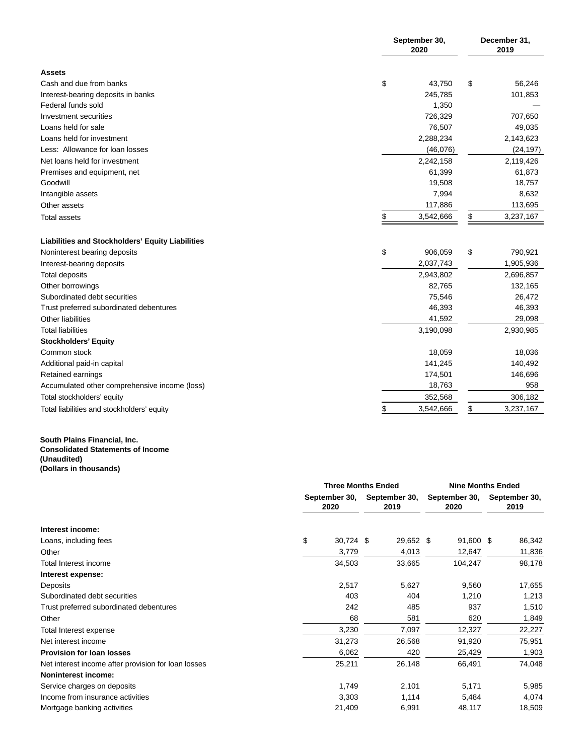| | September 30, 2020 | December 31, 2019 |
|---|---|---|
| **Assets** | | |
| Cash and due from banks | $ 43,750 | $ 56,246 |
| Interest-bearing deposits in banks | 245,785 | 101,853 |
| Federal funds sold | 1,350 | — |
| Investment securities | 726,329 | 707,650 |
| Loans held for sale | 76,507 | 49,035 |
| Loans held for investment | 2,288,234 | 2,143,623 |
| Less: Allowance for loan losses | (46,076) | (24,197) |
| Net loans held for investment | 2,242,158 | 2,119,426 |
| Premises and equipment, net | 61,399 | 61,873 |
| Goodwill | 19,508 | 18,757 |
| Intangible assets | 7,994 | 8,632 |
| Other assets | 117,886 | 113,695 |
| Total assets | $ 3,542,666 | $ 3,237,167 |
| **Liabilities and Stockholders' Equity Liabilities** | | |
| Noninterest bearing deposits | $ 906,059 | $ 790,921 |
| Interest-bearing deposits | 2,037,743 | 1,905,936 |
| Total deposits | 2,943,802 | 2,696,857 |
| Other borrowings | 82,765 | 132,165 |
| Subordinated debt securities | 75,546 | 26,472 |
| Trust preferred subordinated debentures | 46,393 | 46,393 |
| Other liabilities | 41,592 | 29,098 |
| Total liabilities | 3,190,098 | 2,930,985 |
| **Stockholders' Equity** | | |
| Common stock | 18,059 | 18,036 |
| Additional paid-in capital | 141,245 | 140,492 |
| Retained earnings | 174,501 | 146,696 |
| Accumulated other comprehensive income (loss) | 18,763 | 958 |
| Total stockholders' equity | 352,568 | 306,182 |
| Total liabilities and stockholders' equity | $ 3,542,666 | $ 3,237,167 |

**South Plains Financial, Inc.**
**Consolidated Statements of Income**
**(Unaudited)**
**(Dollars in thousands)**

| | Three Months Ended | | Nine Months Ended | |
|---|---|---|---|---|
| | September 30, 2020 | September 30, 2019 | September 30, 2020 | September 30, 2019 |
| **Interest income:** | | | | |
| Loans, including fees | $ 30,724 | $ 29,652 | $ 91,600 | $ 86,342 |
| Other | 3,779 | 4,013 | 12,647 | 11,836 |
| Total Interest income | 34,503 | 33,665 | 104,247 | 98,178 |
| **Interest expense:** | | | | |
| Deposits | 2,517 | 5,627 | 9,560 | 17,655 |
| Subordinated debt securities | 403 | 404 | 1,210 | 1,213 |
| Trust preferred subordinated debentures | 242 | 485 | 937 | 1,510 |
| Other | 68 | 581 | 620 | 1,849 |
| Total Interest expense | 3,230 | 7,097 | 12,327 | 22,227 |
| Net interest income | 31,273 | 26,568 | 91,920 | 75,951 |
| **Provision for loan losses** | 6,062 | 420 | 25,429 | 1,903 |
| Net interest income after provision for loan losses | 25,211 | 26,148 | 66,491 | 74,048 |
| **Noninterest income:** | | | | |
| Service charges on deposits | 1,749 | 2,101 | 5,171 | 5,985 |
| Income from insurance activities | 3,303 | 1,114 | 5,484 | 4,074 |
| Mortgage banking activities | 21,409 | 6,991 | 48,117 | 18,509 |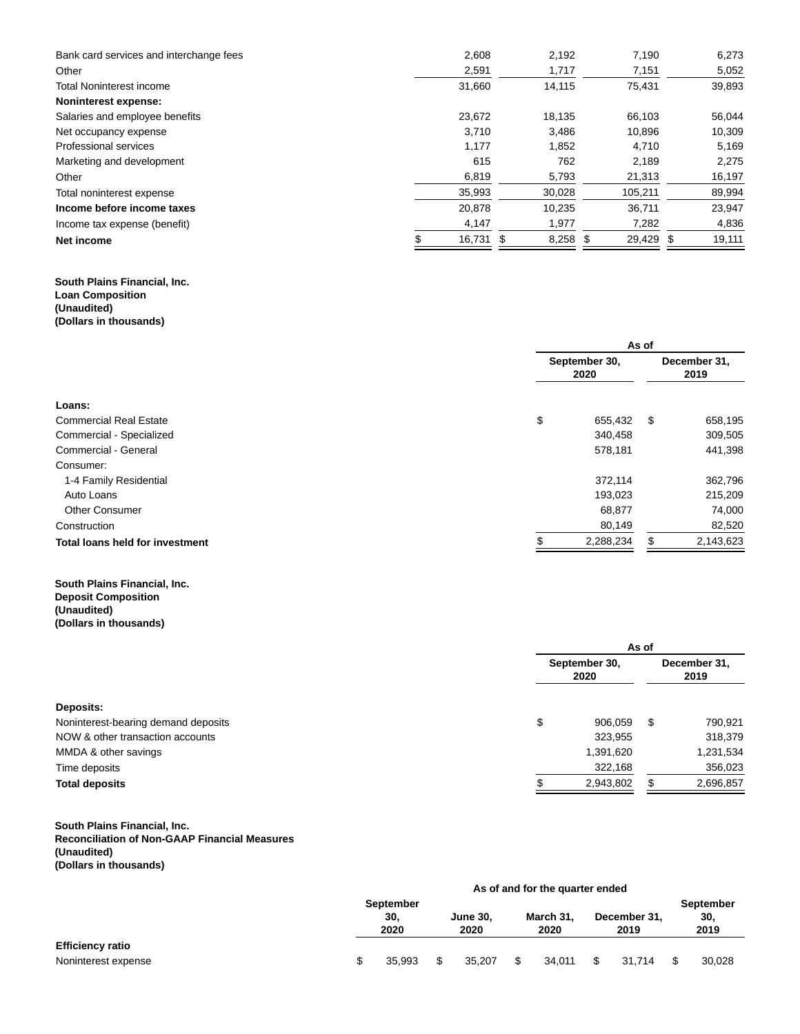| | | | | |
|---|---|---|---|---|
| Bank card services and interchange fees | 2,608 | 2,192 | 7,190 | 6,273 |
| Other | 2,591 | 1,717 | 7,151 | 5,052 |
| Total Noninterest income | 31,660 | 14,115 | 75,431 | 39,893 |
| **Noninterest expense:** | | | | |
| Salaries and employee benefits | 23,672 | 18,135 | 66,103 | 56,044 |
| Net occupancy expense | 3,710 | 3,486 | 10,896 | 10,309 |
| Professional services | 1,177 | 1,852 | 4,710 | 5,169 |
| Marketing and development | 615 | 762 | 2,189 | 2,275 |
| Other | 6,819 | 5,793 | 21,313 | 16,197 |
| Total noninterest expense | 35,993 | 30,028 | 105,211 | 89,994 |
| **Income before income taxes** | 20,878 | 10,235 | 36,711 | 23,947 |
| Income tax expense (benefit) | 4,147 | 1,977 | 7,282 | 4,836 |
| **Net income** | $ 16,731 | $ 8,258 | $ 29,429 | $ 19,111 |

**South Plains Financial, Inc.**
**Loan Composition**
**(Unaudited)**
**(Dollars in thousands)**

| | As of | |
|---|---|---|
| | September 30, 2020 | December 31, 2019 |
| **Loans:** | | |
| Commercial Real Estate | $ 655,432 | $ 658,195 |
| Commercial - Specialized | 340,458 | 309,505 |
| Commercial - General | 578,181 | 441,398 |
| Consumer: | | |
| 1-4 Family Residential | 372,114 | 362,796 |
| Auto Loans | 193,023 | 215,209 |
| Other Consumer | 68,877 | 74,000 |
| Construction | 80,149 | 82,520 |
| **Total loans held for investment** | $ 2,288,234 | $ 2,143,623 |

**South Plains Financial, Inc.**
**Deposit Composition**
**(Unaudited)**
**(Dollars in thousands)**

| | As of | |
|---|---|---|
| | September 30, 2020 | December 31, 2019 |
| **Deposits:** | | |
| Noninterest-bearing demand deposits | $ 906,059 | $ 790,921 |
| NOW & other transaction accounts | 323,955 | 318,379 |
| MMDA & other savings | 1,391,620 | 1,231,534 |
| Time deposits | 322,168 | 356,023 |
| **Total deposits** | $ 2,943,802 | $ 2,696,857 |

**South Plains Financial, Inc.**
**Reconciliation of Non-GAAP Financial Measures**
**(Unaudited)**
**(Dollars in thousands)**

| | As of and for the quarter ended | | | | |
|---|---|---|---|---|---|
| | September 30, 2020 | June 30, 2020 | March 31, 2020 | December 31, 2019 | September 30, 2019 |
| **Efficiency ratio** | | | | | |
| Noninterest expense | $ 35,993 | $ 35,207 | $ 34,011 | $ 31,714 | $ 30,028 |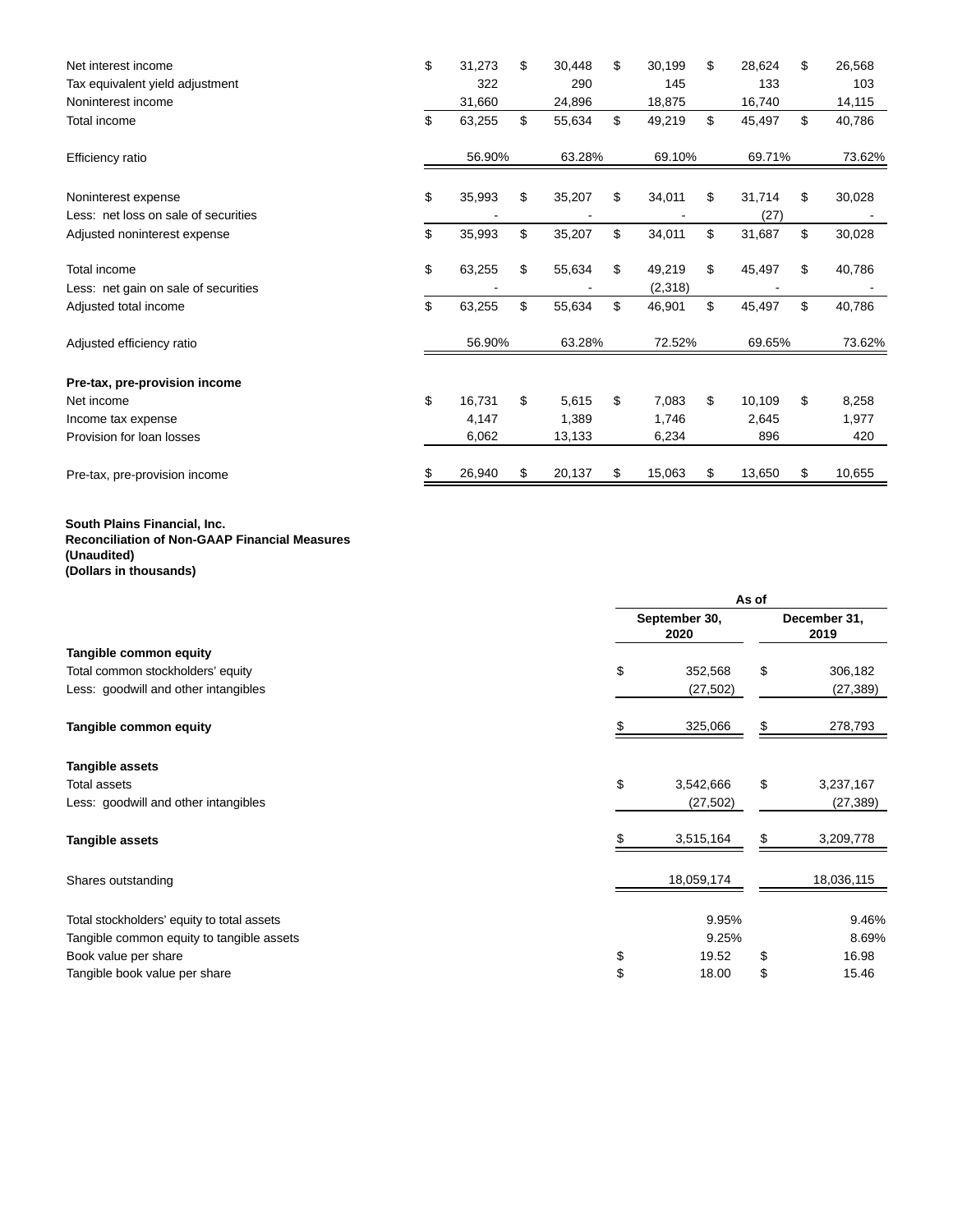| | | | | | |
|---|---|---|---|---|---|
| Net interest income | $ 31,273 | $ 30,448 | $ 30,199 | $ 28,624 | $ 26,568 |
| Tax equivalent yield adjustment | 322 | 290 | 145 | 133 | 103 |
| Noninterest income | 31,660 | 24,896 | 18,875 | 16,740 | 14,115 |
| Total income | $ 63,255 | $ 55,634 | $ 49,219 | $ 45,497 | $ 40,786 |
| | | | | | |
| Efficiency ratio | 56.90% | 63.28% | 69.10% | 69.71% | 73.62% |
| | | | | | |
| Noninterest expense | $ 35,993 | $ 35,207 | $ 34,011 | $ 31,714 | $ 30,028 |
| Less: net loss on sale of securities | - | - | - | (27) | - |
| Adjusted noninterest expense | $ 35,993 | $ 35,207 | $ 34,011 | $ 31,687 | $ 30,028 |
| | | | | | |
| Total income | $ 63,255 | $ 55,634 | $ 49,219 | $ 45,497 | $ 40,786 |
| Less: net gain on sale of securities | - | - | (2,318) | - | - |
| Adjusted total income | $ 63,255 | $ 55,634 | $ 46,901 | $ 45,497 | $ 40,786 |
| | | | | | |
| Adjusted efficiency ratio | 56.90% | 63.28% | 72.52% | 69.65% | 73.62% |
| | | | | | |
| **Pre-tax, pre-provision income** | | | | | |
| Net income | $ 16,731 | $ 5,615 | $ 7,083 | $ 10,109 | $ 8,258 |
| Income tax expense | 4,147 | 1,389 | 1,746 | 2,645 | 1,977 |
| Provision for loan losses | 6,062 | 13,133 | 6,234 | 896 | 420 |
| | | | | | |
| Pre-tax, pre-provision income | $ 26,940 | $ 20,137 | $ 15,063 | $ 13,650 | $ 10,655 |

**South Plains Financial, Inc.**
**Reconciliation of Non-GAAP Financial Measures**
**(Unaudited)**
**(Dollars in thousands)**

| | As of | |
|---|---|---|
| | **September 30, 2020** | **December 31, 2019** |
| **Tangible common equity** | | |
| Total common stockholders' equity | $ 352,568 | $ 306,182 |
| Less: goodwill and other intangibles | (27,502) | (27,389) |
| **Tangible common equity** | $ 325,066 | $ 278,793 |
| | | |
| **Tangible assets** | | |
| Total assets | $ 3,542,666 | $ 3,237,167 |
| Less: goodwill and other intangibles | (27,502) | (27,389) |
| **Tangible assets** | $ 3,515,164 | $ 3,209,778 |
| | | |
| Shares outstanding | 18,059,174 | 18,036,115 |
| | | |
| Total stockholders' equity to total assets | 9.95% | 9.46% |
| Tangible common equity to tangible assets | 9.25% | 8.69% |
| Book value per share | $ 19.52 | $ 16.98 |
| Tangible book value per share | $ 18.00 | $ 15.46 |